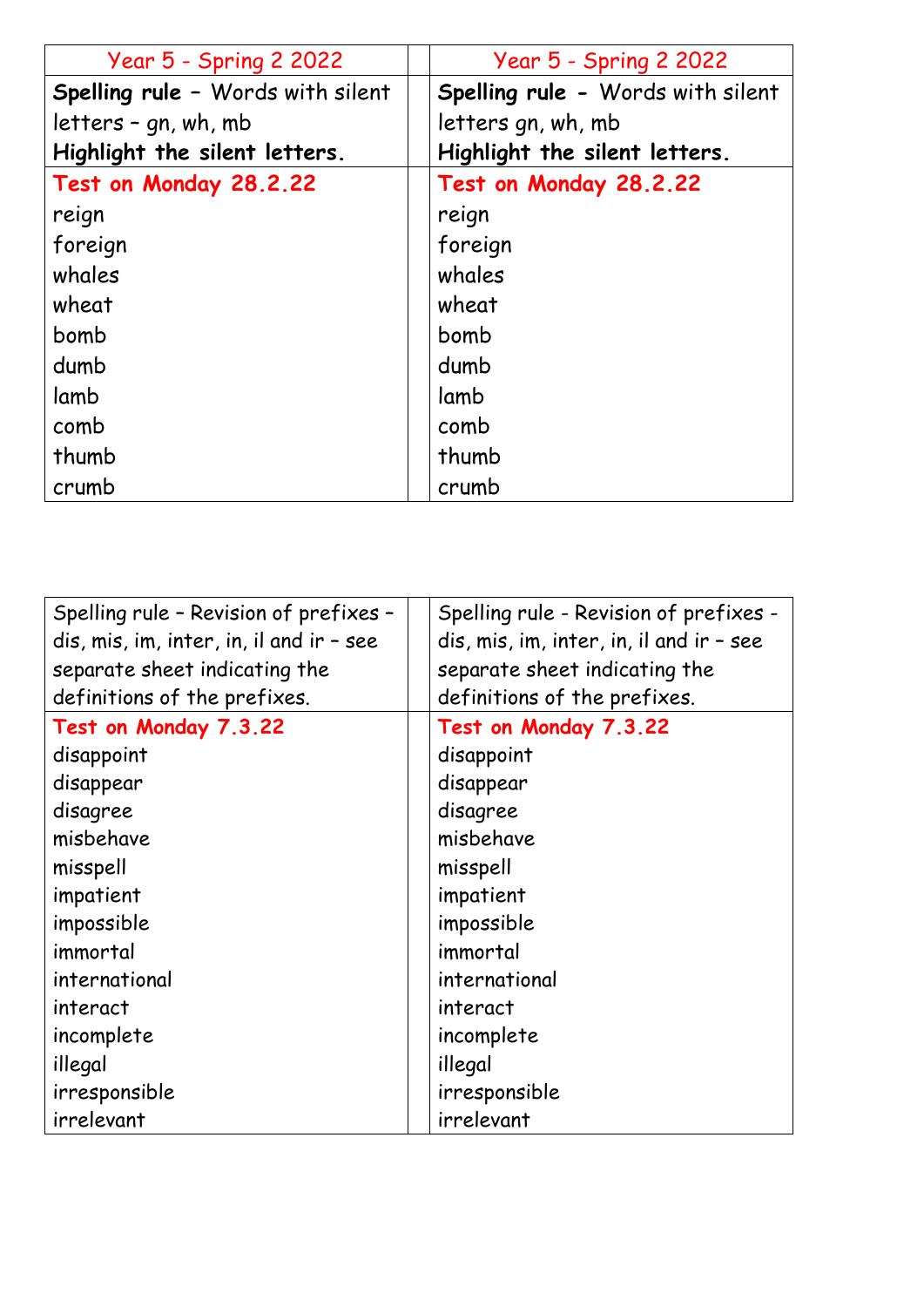| Year 5 - Spring 2 2022 | | Year 5 - Spring 2 2022 |
|---|---|---|
| **Spelling rule** – Words with silent letters – gn, wh, mb **Highlight the silent letters.** | | **Spelling rule** - Words with silent letters gn, wh, mb **Highlight the silent letters.** |
| **Test on Monday 28.2.22** | | **Test on Monday 28.2.22** |
| reign | | reign |
| foreign | | foreign |
| whales | | whales |
| wheat | | wheat |
| bomb | | bomb |
| dumb | | dumb |
| lamb | | lamb |
| comb | | comb |
| thumb | | thumb |
| crumb | | crumb |

| Spelling rule – Revision of prefixes – dis, mis, im, inter, in, il and ir – see separate sheet indicating the definitions of the prefixes. | | Spelling rule - Revision of prefixes - dis, mis, im, inter, in, il and ir – see separate sheet indicating the definitions of the prefixes. |
|---|---|---|
| **Test on Monday 7.3.22** | | **Test on Monday 7.3.22** |
| disappoint | | disappoint |
| disappear | | disappear |
| disagree | | disagree |
| misbehave | | misbehave |
| misspell | | misspell |
| impatient | | impatient |
| impossible | | impossible |
| immortal | | immortal |
| international | | international |
| interact | | interact |
| incomplete | | incomplete |
| illegal | | illegal |
| irresponsible | | irresponsible |
| irrelevant | | irrelevant |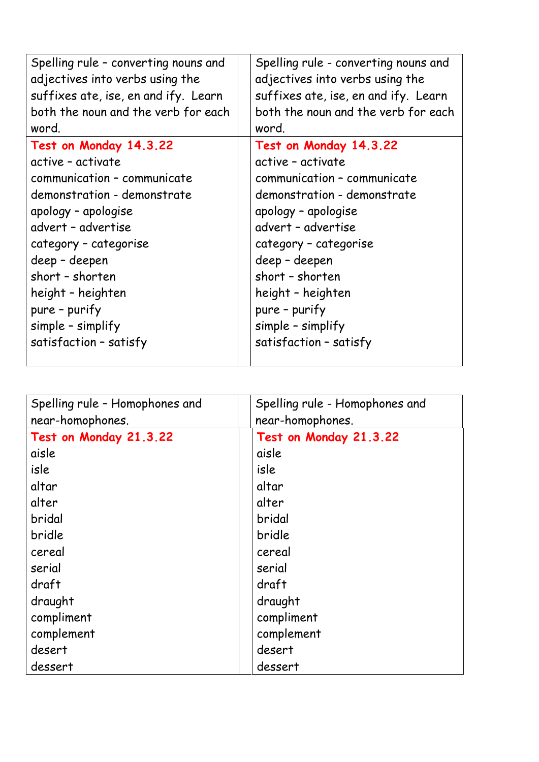| Spelling rule – converting nouns and adjectives into verbs using the suffixes ate, ise, en and ify. Learn both the noun and the verb for each word. | | Spelling rule - converting nouns and adjectives into verbs using the suffixes ate, ise, en and ify. Learn both the noun and the verb for each word. |
|---|---|---|
| **Test on Monday 14.3.22**<br>active – activate<br>communication – communicate<br>demonstration - demonstrate<br>apology – apologise<br>advert – advertise<br>category – categorise<br>deep – deepen<br>short – shorten<br>height – heighten<br>pure – purify<br>simple – simplify<br>satisfaction – satisfy | | **Test on Monday 14.3.22**<br>active – activate<br>communication – communicate<br>demonstration - demonstrate<br>apology – apologise<br>advert – advertise<br>category – categorise<br>deep – deepen<br>short – shorten<br>height – heighten<br>pure – purify<br>simple – simplify<br>satisfaction – satisfy |

| Spelling rule – Homophones and near-homophones. | | Spelling rule - Homophones and near-homophones. |
|---|---|---|
| **Test on Monday 21.3.22**<br>aisle<br>isle<br>altar<br>alter<br>bridal<br>bridle<br>cereal<br>serial<br>draft<br>draught<br>compliment<br>complement<br>desert<br>dessert | | **Test on Monday 21.3.22**<br>aisle<br>isle<br>altar<br>alter<br>bridal<br>bridle<br>cereal<br>serial<br>draft<br>draught<br>compliment<br>complement<br>desert<br>dessert |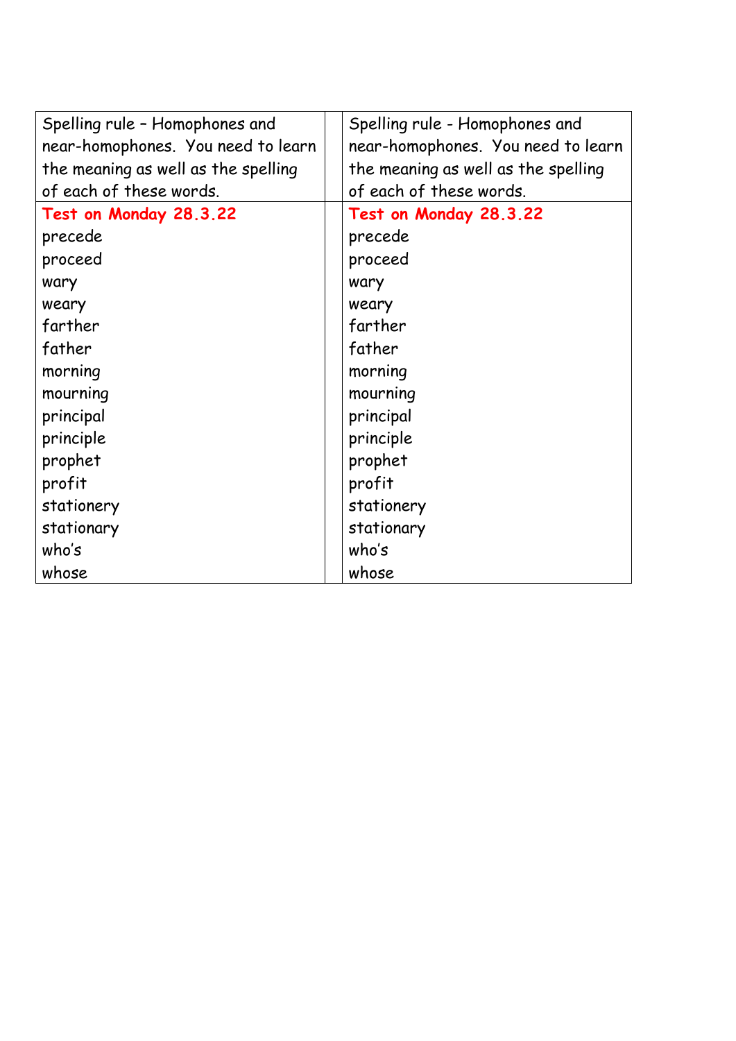| Spelling rule – Homophones and near-homophones. You need to learn the meaning as well as the spelling of each of these words. | | Spelling rule - Homophones and near-homophones. You need to learn the meaning as well as the spelling of each of these words. |
|---|---|---|
| **Test on Monday 28.3.22**<br>precede<br>proceed<br>wary<br>weary<br>farther<br>father<br>morning<br>mourning<br>principal<br>principle<br>prophet<br>profit<br>stationery<br>stationary<br>who's<br>whose | | **Test on Monday 28.3.22**<br>precede<br>proceed<br>wary<br>weary<br>farther<br>father<br>morning<br>mourning<br>principal<br>principle<br>prophet<br>profit<br>stationery<br>stationary<br>who's<br>whose |